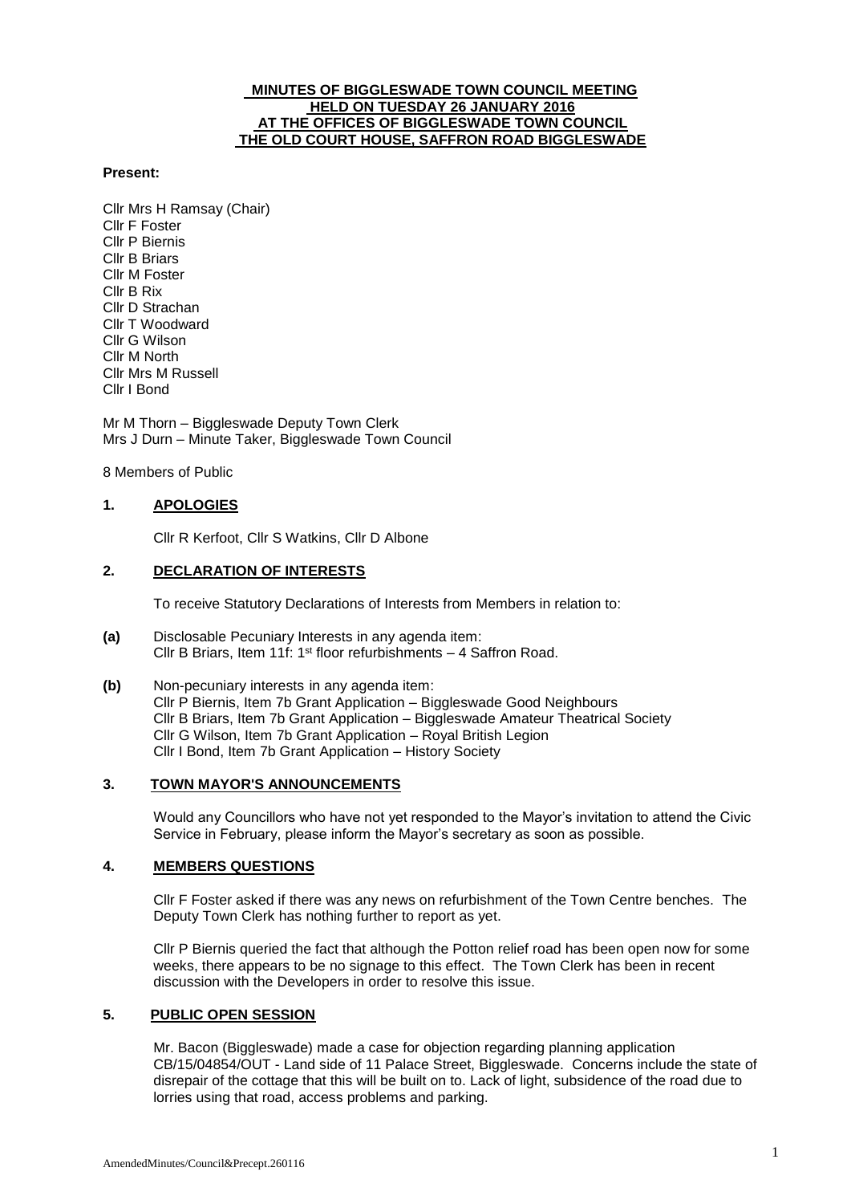**MINUTES OF BIGGLESWADE TOWN COUNCIL MEETING**
**HELD ON TUESDAY 26 JANUARY 2016**
**AT THE OFFICES OF BIGGLESWADE TOWN COUNCIL**
**THE OLD COURT HOUSE, SAFFRON ROAD BIGGLESWADE**

**Present:**

Cllr Mrs H Ramsay (Chair)
Cllr F Foster
Cllr P Biernis
Cllr B Briars
Cllr M Foster
Cllr B Rix
Cllr D Strachan
Cllr T Woodward
Cllr G Wilson
Cllr M North
Cllr Mrs M Russell
Cllr I Bond

Mr M Thorn – Biggleswade Deputy Town Clerk
Mrs J Durn – Minute Taker, Biggleswade Town Council

8 Members of Public

## 1. APOLOGIES

Cllr R Kerfoot, Cllr S Watkins, Cllr D Albone

## 2. DECLARATION OF INTERESTS

To receive Statutory Declarations of Interests from Members in relation to:

**(a)** Disclosable Pecuniary Interests in any agenda item:
Cllr B Briars, Item 11f: 1st floor refurbishments – 4 Saffron Road.

**(b)** Non-pecuniary interests in any agenda item:
Cllr P Biernis, Item 7b Grant Application – Biggleswade Good Neighbours
Cllr B Briars, Item 7b Grant Application – Biggleswade Amateur Theatrical Society
Cllr G Wilson, Item 7b Grant Application – Royal British Legion
Cllr I Bond, Item 7b Grant Application – History Society

## 3. TOWN MAYOR'S ANNOUNCEMENTS

Would any Councillors who have not yet responded to the Mayor's invitation to attend the Civic Service in February, please inform the Mayor's secretary as soon as possible.

## 4. MEMBERS QUESTIONS

Cllr F Foster asked if there was any news on refurbishment of the Town Centre benches. The Deputy Town Clerk has nothing further to report as yet.

Cllr P Biernis queried the fact that although the Potton relief road has been open now for some weeks, there appears to be no signage to this effect. The Town Clerk has been in recent discussion with the Developers in order to resolve this issue.

## 5. PUBLIC OPEN SESSION

Mr. Bacon (Biggleswade) made a case for objection regarding planning application CB/15/04854/OUT - Land side of 11 Palace Street, Biggleswade. Concerns include the state of disrepair of the cottage that this will be built on to. Lack of light, subsidence of the road due to lorries using that road, access problems and parking.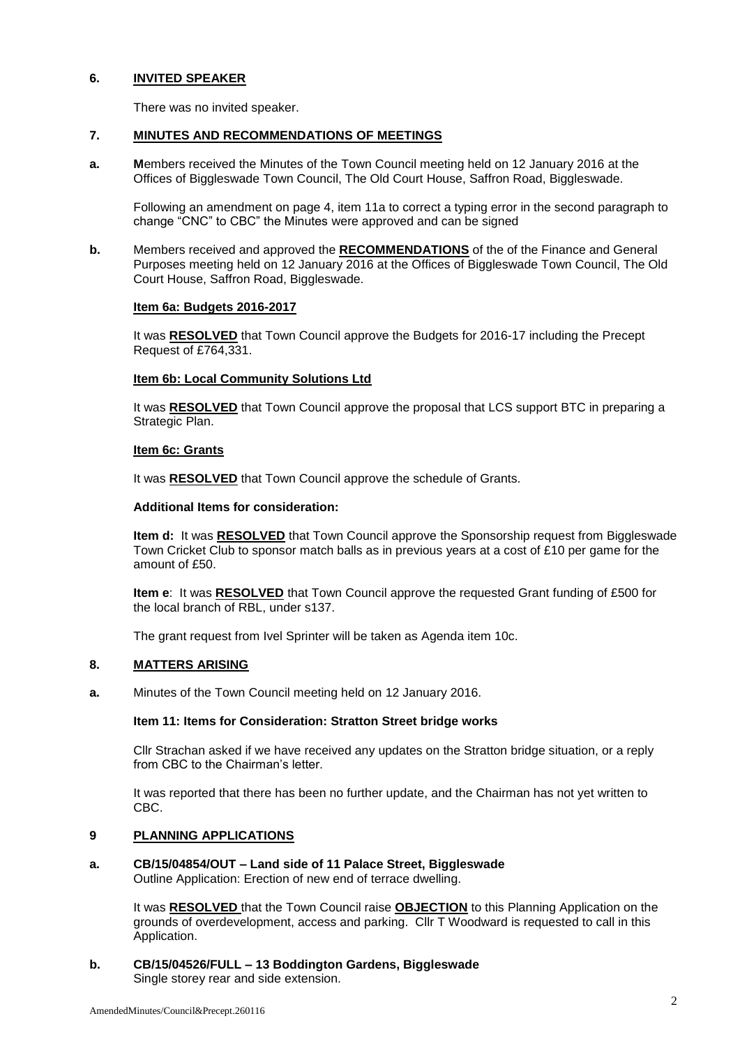## 6. INVITED SPEAKER

There was no invited speaker.

## 7. MINUTES AND RECOMMENDATIONS OF MEETINGS

**a.** **M**embers received the Minutes of the Town Council meeting held on 12 January 2016 at the Offices of Biggleswade Town Council, The Old Court House, Saffron Road, Biggleswade.

Following an amendment on page 4, item 11a to correct a typing error in the second paragraph to change "CNC" to CBC" the Minutes were approved and can be signed

**b.** Members received and approved the **RECOMMENDATIONS** of the of the Finance and General Purposes meeting held on 12 January 2016 at the Offices of Biggleswade Town Council, The Old Court House, Saffron Road, Biggleswade.

**Item 6a: Budgets 2016-2017**

It was **RESOLVED** that Town Council approve the Budgets for 2016-17 including the Precept Request of £764,331.

**Item 6b: Local Community Solutions Ltd**

It was **RESOLVED** that Town Council approve the proposal that LCS support BTC in preparing a Strategic Plan.

**Item 6c: Grants**

It was **RESOLVED** that Town Council approve the schedule of Grants.

**Additional Items for consideration:**

**Item d:** It was **RESOLVED** that Town Council approve the Sponsorship request from Biggleswade Town Cricket Club to sponsor match balls as in previous years at a cost of £10 per game for the amount of £50.

**Item e**: It was **RESOLVED** that Town Council approve the requested Grant funding of £500 for the local branch of RBL, under s137.

The grant request from Ivel Sprinter will be taken as Agenda item 10c.

## 8. MATTERS ARISING

**a.** Minutes of the Town Council meeting held on 12 January 2016.

**Item 11: Items for Consideration: Stratton Street bridge works**

Cllr Strachan asked if we have received any updates on the Stratton bridge situation, or a reply from CBC to the Chairman's letter.

It was reported that there has been no further update, and the Chairman has not yet written to CBC.

## 9 PLANNING APPLICATIONS

**a. CB/15/04854/OUT – Land side of 11 Palace Street, Biggleswade**
Outline Application: Erection of new end of terrace dwelling.

It was **RESOLVED** that the Town Council raise **OBJECTION** to this Planning Application on the grounds of overdevelopment, access and parking. Cllr T Woodward is requested to call in this Application.

**b. CB/15/04526/FULL – 13 Boddington Gardens, Biggleswade**
Single storey rear and side extension.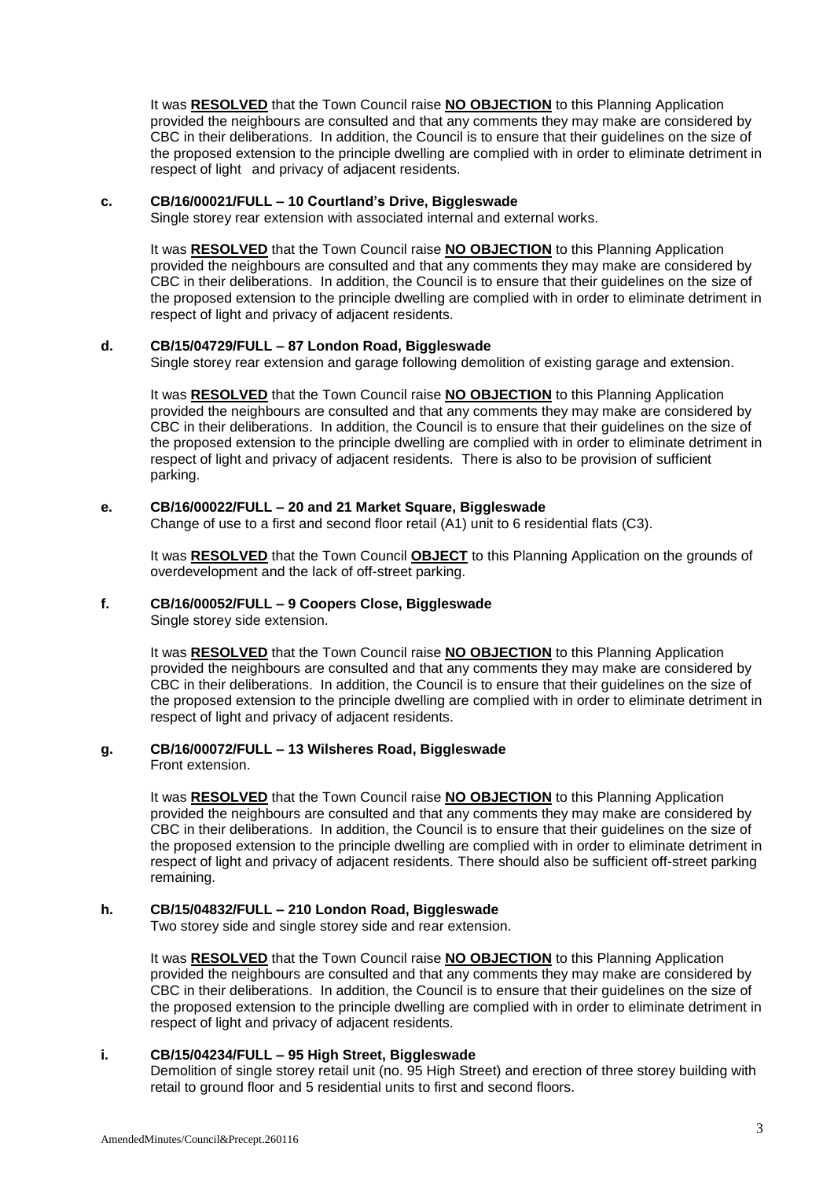It was **RESOLVED** that the Town Council raise **NO OBJECTION** to this Planning Application provided the neighbours are consulted and that any comments they may make are considered by CBC in their deliberations. In addition, the Council is to ensure that their guidelines on the size of the proposed extension to the principle dwelling are complied with in order to eliminate detriment in respect of light and privacy of adjacent residents.

**c. CB/16/00021/FULL – 10 Courtland's Drive, Biggleswade**

Single storey rear extension with associated internal and external works.

It was **RESOLVED** that the Town Council raise **NO OBJECTION** to this Planning Application provided the neighbours are consulted and that any comments they may make are considered by CBC in their deliberations. In addition, the Council is to ensure that their guidelines on the size of the proposed extension to the principle dwelling are complied with in order to eliminate detriment in respect of light and privacy of adjacent residents.

**d. CB/15/04729/FULL – 87 London Road, Biggleswade**

Single storey rear extension and garage following demolition of existing garage and extension.

It was **RESOLVED** that the Town Council raise **NO OBJECTION** to this Planning Application provided the neighbours are consulted and that any comments they may make are considered by CBC in their deliberations. In addition, the Council is to ensure that their guidelines on the size of the proposed extension to the principle dwelling are complied with in order to eliminate detriment in respect of light and privacy of adjacent residents. There is also to be provision of sufficient parking.

**e. CB/16/00022/FULL – 20 and 21 Market Square, Biggleswade**

Change of use to a first and second floor retail (A1) unit to 6 residential flats (C3).

It was **RESOLVED** that the Town Council **OBJECT** to this Planning Application on the grounds of overdevelopment and the lack of off-street parking.

**f. CB/16/00052/FULL – 9 Coopers Close, Biggleswade**

Single storey side extension.

It was **RESOLVED** that the Town Council raise **NO OBJECTION** to this Planning Application provided the neighbours are consulted and that any comments they may make are considered by CBC in their deliberations. In addition, the Council is to ensure that their guidelines on the size of the proposed extension to the principle dwelling are complied with in order to eliminate detriment in respect of light and privacy of adjacent residents.

**g. CB/16/00072/FULL – 13 Wilsheres Road, Biggleswade**

Front extension.

It was **RESOLVED** that the Town Council raise **NO OBJECTION** to this Planning Application provided the neighbours are consulted and that any comments they may make are considered by CBC in their deliberations. In addition, the Council is to ensure that their guidelines on the size of the proposed extension to the principle dwelling are complied with in order to eliminate detriment in respect of light and privacy of adjacent residents. There should also be sufficient off-street parking remaining.

**h. CB/15/04832/FULL – 210 London Road, Biggleswade**

Two storey side and single storey side and rear extension.

It was **RESOLVED** that the Town Council raise **NO OBJECTION** to this Planning Application provided the neighbours are consulted and that any comments they may make are considered by CBC in their deliberations. In addition, the Council is to ensure that their guidelines on the size of the proposed extension to the principle dwelling are complied with in order to eliminate detriment in respect of light and privacy of adjacent residents.

**i. CB/15/04234/FULL – 95 High Street, Biggleswade**

Demolition of single storey retail unit (no. 95 High Street) and erection of three storey building with retail to ground floor and 5 residential units to first and second floors.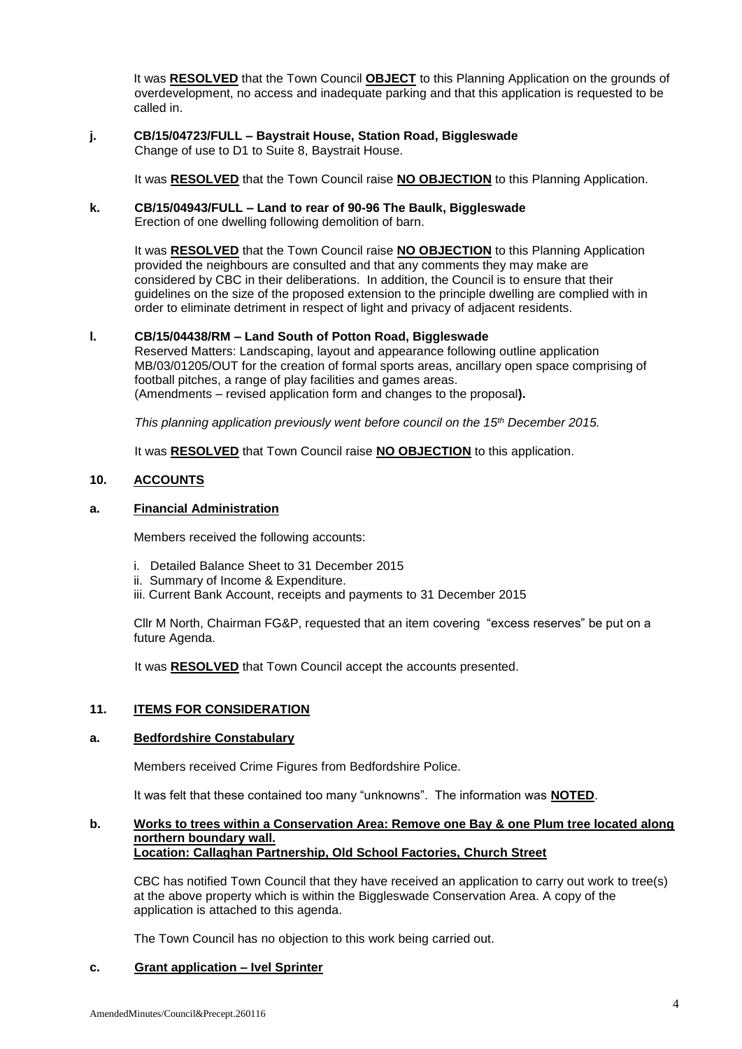It was **RESOLVED** that the Town Council **OBJECT** to this Planning Application on the grounds of overdevelopment, no access and inadequate parking and that this application is requested to be called in.

**j. CB/15/04723/FULL – Baystrait House, Station Road, Biggleswade**
Change of use to D1 to Suite 8, Baystrait House.

It was **RESOLVED** that the Town Council raise **NO OBJECTION** to this Planning Application.

**k. CB/15/04943/FULL – Land to rear of 90-96 The Baulk, Biggleswade**
Erection of one dwelling following demolition of barn.

It was **RESOLVED** that the Town Council raise **NO OBJECTION** to this Planning Application provided the neighbours are consulted and that any comments they may make are considered by CBC in their deliberations. In addition, the Council is to ensure that their guidelines on the size of the proposed extension to the principle dwelling are complied with in order to eliminate detriment in respect of light and privacy of adjacent residents.

**l. CB/15/04438/RM – Land South of Potton Road, Biggleswade**
Reserved Matters: Landscaping, layout and appearance following outline application MB/03/01205/OUT for the creation of formal sports areas, ancillary open space comprising of football pitches, a range of play facilities and games areas.
(Amendments – revised application form and changes to the proposal**).**

*This planning application previously went before council on the 15th December 2015.*

It was **RESOLVED** that Town Council raise **NO OBJECTION** to this application.

## 10. ACCOUNTS

### a. Financial Administration

Members received the following accounts:

i. Detailed Balance Sheet to 31 December 2015
ii. Summary of Income & Expenditure.
iii. Current Bank Account, receipts and payments to 31 December 2015

Cllr M North, Chairman FG&P, requested that an item covering "excess reserves" be put on a future Agenda.

It was **RESOLVED** that Town Council accept the accounts presented.

## 11. ITEMS FOR CONSIDERATION

### a. Bedfordshire Constabulary

Members received Crime Figures from Bedfordshire Police.

It was felt that these contained too many "unknowns". The information was **NOTED**.

### b. Works to trees within a Conservation Area: Remove one Bay & one Plum tree located along northern boundary wall. Location: Callaghan Partnership, Old School Factories, Church Street

CBC has notified Town Council that they have received an application to carry out work to tree(s) at the above property which is within the Biggleswade Conservation Area. A copy of the application is attached to this agenda.

The Town Council has no objection to this work being carried out.

### c. Grant application – Ivel Sprinter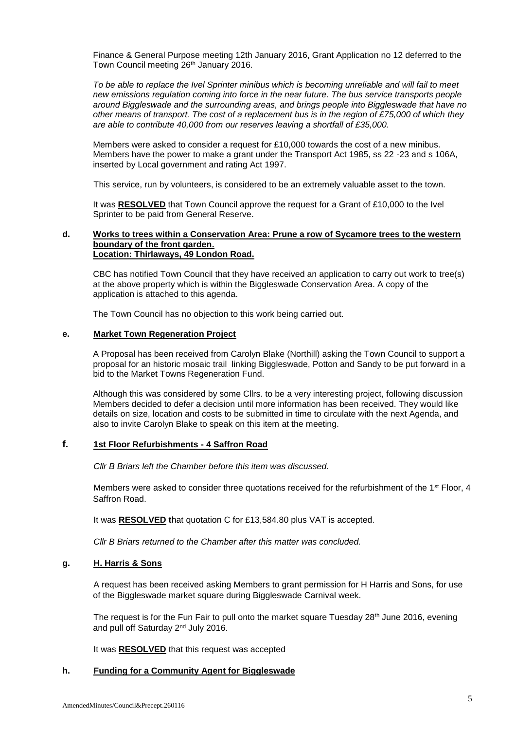Finance & General Purpose meeting 12th January 2016, Grant Application no 12 deferred to the Town Council meeting 26th January 2016.

*To be able to replace the Ivel Sprinter minibus which is becoming unreliable and will fail to meet new emissions regulation coming into force in the near future. The bus service transports people around Biggleswade and the surrounding areas, and brings people into Biggleswade that have no other means of transport. The cost of a replacement bus is in the region of £75,000 of which they are able to contribute 40,000 from our reserves leaving a shortfall of £35,000.*

Members were asked to consider a request for £10,000 towards the cost of a new minibus. Members have the power to make a grant under the Transport Act 1985, ss 22 -23 and s 106A, inserted by Local government and rating Act 1997.

This service, run by volunteers, is considered to be an extremely valuable asset to the town.

It was **RESOLVED** that Town Council approve the request for a Grant of £10,000 to the Ivel Sprinter to be paid from General Reserve.

**d. Works to trees within a Conservation Area: Prune a row of Sycamore trees to the western boundary of the front garden.**
**Location: Thirlaways, 49 London Road.**

CBC has notified Town Council that they have received an application to carry out work to tree(s) at the above property which is within the Biggleswade Conservation Area. A copy of the application is attached to this agenda.

The Town Council has no objection to this work being carried out.

**e. Market Town Regeneration Project**

A Proposal has been received from Carolyn Blake (Northill) asking the Town Council to support a proposal for an historic mosaic trail linking Biggleswade, Potton and Sandy to be put forward in a bid to the Market Towns Regeneration Fund.

Although this was considered by some Cllrs. to be a very interesting project, following discussion Members decided to defer a decision until more information has been received. They would like details on size, location and costs to be submitted in time to circulate with the next Agenda, and also to invite Carolyn Blake to speak on this item at the meeting.

**f. 1st Floor Refurbishments - 4 Saffron Road**

*Cllr B Briars left the Chamber before this item was discussed.*

Members were asked to consider three quotations received for the refurbishment of the 1st Floor, 4 Saffron Road.

It was **RESOLVED** that quotation C for £13,584.80 plus VAT is accepted.

*Cllr B Briars returned to the Chamber after this matter was concluded.*

**g. H. Harris & Sons**

A request has been received asking Members to grant permission for H Harris and Sons, for use of the Biggleswade market square during Biggleswade Carnival week.

The request is for the Fun Fair to pull onto the market square Tuesday 28th June 2016, evening and pull off Saturday 2nd July 2016.

It was **RESOLVED** that this request was accepted

**h. Funding for a Community Agent for Biggleswade**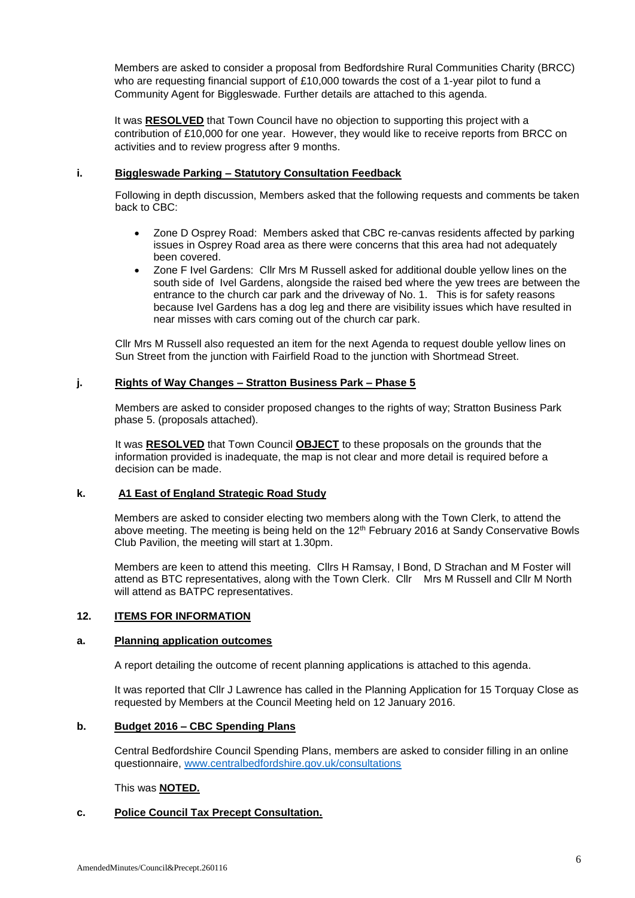Members are asked to consider a proposal from Bedfordshire Rural Communities Charity (BRCC) who are requesting financial support of £10,000 towards the cost of a 1-year pilot to fund a Community Agent for Biggleswade. Further details are attached to this agenda.

It was **RESOLVED** that Town Council have no objection to supporting this project with a contribution of £10,000 for one year. However, they would like to receive reports from BRCC on activities and to review progress after 9 months.

### i. Biggleswade Parking – Statutory Consultation Feedback

Following in depth discussion, Members asked that the following requests and comments be taken back to CBC:

- Zone D Osprey Road: Members asked that CBC re-canvas residents affected by parking issues in Osprey Road area as there were concerns that this area had not adequately been covered.
- Zone F Ivel Gardens: Cllr Mrs M Russell asked for additional double yellow lines on the south side of Ivel Gardens, alongside the raised bed where the yew trees are between the entrance to the church car park and the driveway of No. 1. This is for safety reasons because Ivel Gardens has a dog leg and there are visibility issues which have resulted in near misses with cars coming out of the church car park.

Cllr Mrs M Russell also requested an item for the next Agenda to request double yellow lines on Sun Street from the junction with Fairfield Road to the junction with Shortmead Street.

### j. Rights of Way Changes – Stratton Business Park – Phase 5

Members are asked to consider proposed changes to the rights of way; Stratton Business Park phase 5. (proposals attached).

It was **RESOLVED** that Town Council **OBJECT** to these proposals on the grounds that the information provided is inadequate, the map is not clear and more detail is required before a decision can be made.

### k. A1 East of England Strategic Road Study

Members are asked to consider electing two members along with the Town Clerk, to attend the above meeting. The meeting is being held on the 12th February 2016 at Sandy Conservative Bowls Club Pavilion, the meeting will start at 1.30pm.

Members are keen to attend this meeting. Cllrs H Ramsay, I Bond, D Strachan and M Foster will attend as BTC representatives, along with the Town Clerk. Cllr Mrs M Russell and Cllr M North will attend as BATPC representatives.

## 12. ITEMS FOR INFORMATION

### a. Planning application outcomes

A report detailing the outcome of recent planning applications is attached to this agenda.

It was reported that Cllr J Lawrence has called in the Planning Application for 15 Torquay Close as requested by Members at the Council Meeting held on 12 January 2016.

### b. Budget 2016 – CBC Spending Plans

Central Bedfordshire Council Spending Plans, members are asked to consider filling in an online questionnaire, www.centralbedfordshire.gov.uk/consultations

This was **NOTED.**

### c. Police Council Tax Precept Consultation.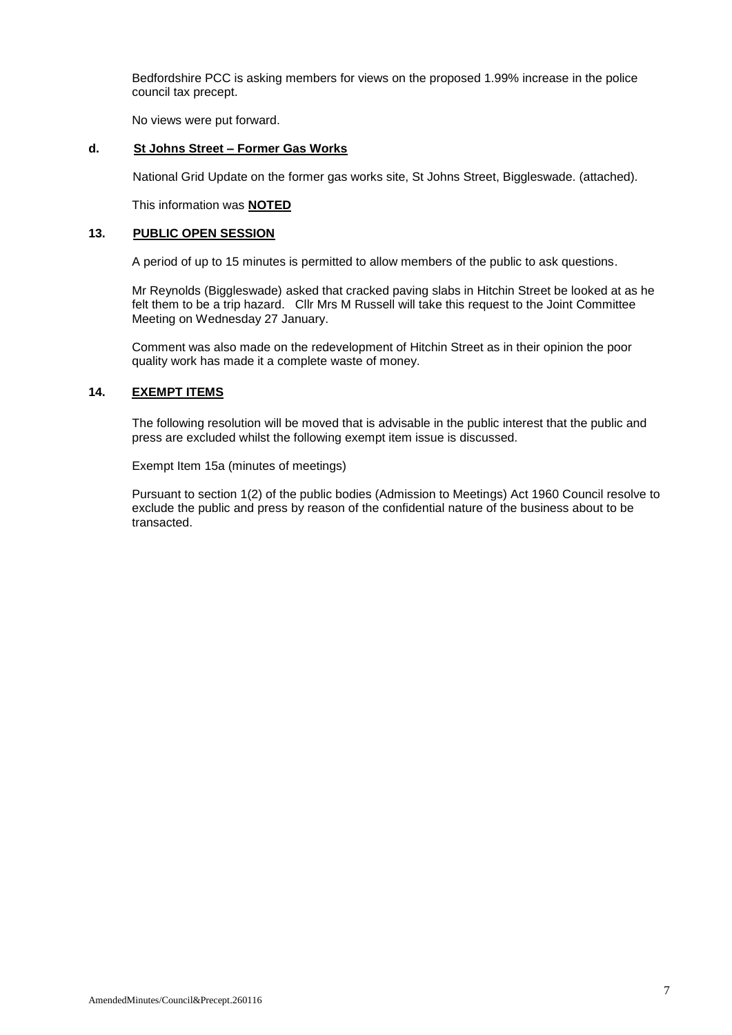Bedfordshire PCC is asking members for views on the proposed 1.99% increase in the police council tax precept.

No views were put forward.

**d. St Johns Street – Former Gas Works**

National Grid Update on the former gas works site, St Johns Street, Biggleswade. (attached).

This information was **NOTED**

## 13. PUBLIC OPEN SESSION

A period of up to 15 minutes is permitted to allow members of the public to ask questions.

Mr Reynolds (Biggleswade) asked that cracked paving slabs in Hitchin Street be looked at as he felt them to be a trip hazard. Cllr Mrs M Russell will take this request to the Joint Committee Meeting on Wednesday 27 January.

Comment was also made on the redevelopment of Hitchin Street as in their opinion the poor quality work has made it a complete waste of money.

## 14. EXEMPT ITEMS

The following resolution will be moved that is advisable in the public interest that the public and press are excluded whilst the following exempt item issue is discussed.

Exempt Item 15a (minutes of meetings)

Pursuant to section 1(2) of the public bodies (Admission to Meetings) Act 1960 Council resolve to exclude the public and press by reason of the confidential nature of the business about to be transacted.